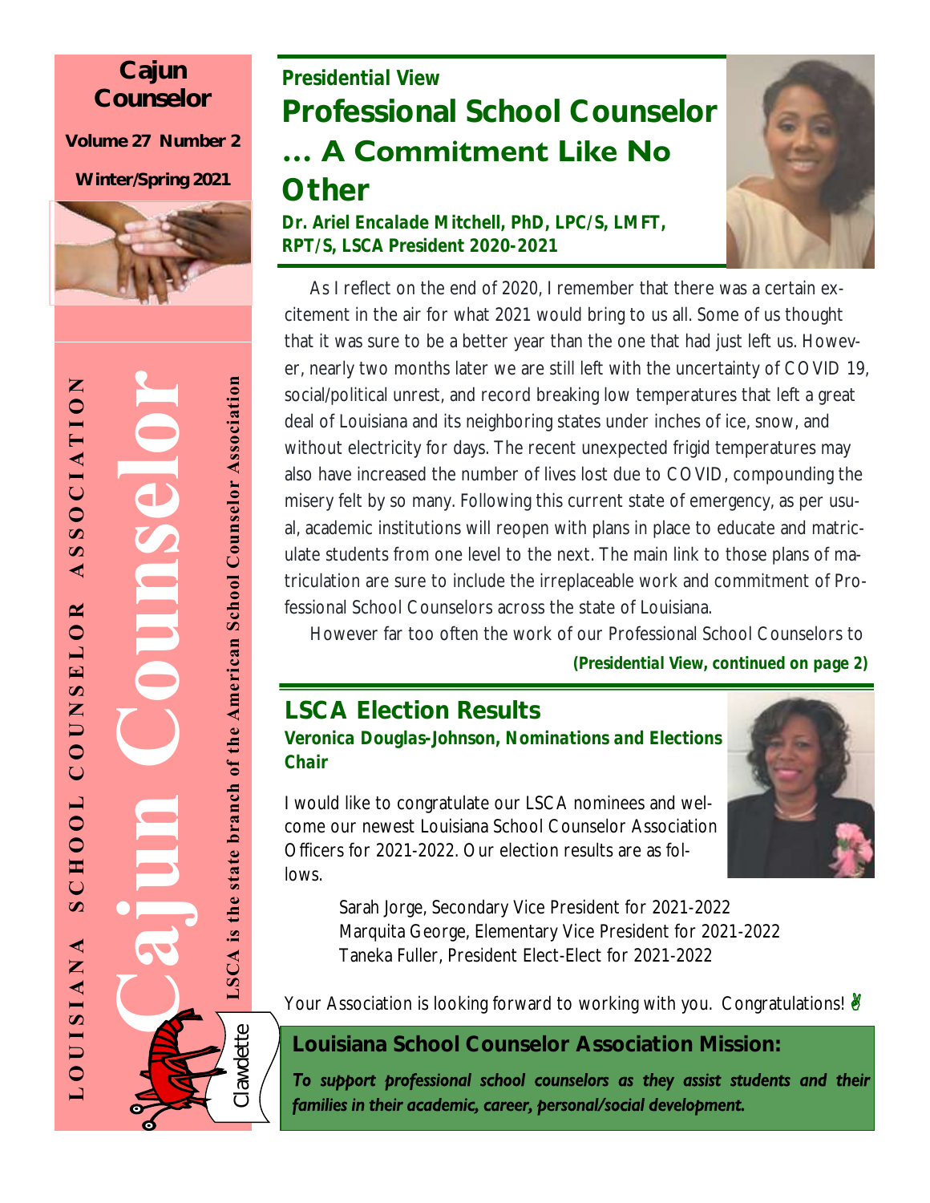**Cajun Counselor**

**Volume 27 Number 2**

**Winter/Spring 2021**

LOUISIANA SCHOOL COUNSELOR ASSOCIATION

Cajun Counselor

LSCA is the state branch of the American School Counselor Association

Clawdette

***Presidential View***

# Professional School Counselor ... A Commitment Like No Other

**Dr. Ariel Encalade Mitchell, PhD, LPC/S, LMFT, RPT/S, LSCA President 2020-2021**

As I reflect on the end of 2020, I remember that there was a certain excitement in the air for what 2021 would bring to us all. Some of us thought that it was sure to be a better year than the one that had just left us. However, nearly two months later we are still left with the uncertainty of COVID 19, social/political unrest, and record breaking low temperatures that left a great deal of Louisiana and its neighboring states under inches of ice, snow, and without electricity for days. The recent unexpected frigid temperatures may also have increased the number of lives lost due to COVID, compounding the misery felt by so many. Following this current state of emergency, as per usual, academic institutions will reopen with plans in place to educate and matriculate students from one level to the next. The main link to those plans of matriculation are sure to include the irreplaceable work and commitment of Professional School Counselors across the state of Louisiana.

However far too often the work of our Professional School Counselors to

***(Presidential View, continued on page 2)***

## LSCA Election Results

***Veronica Douglas-Johnson, Nominations and Elections Chair***

I would like to congratulate our LSCA nominees and welcome our newest Louisiana School Counselor Association Officers for 2021-2022. Our election results are as follows.

Sarah Jorge, Secondary Vice President for 2021-2022
Marquita George, Elementary Vice President for 2021-2022
Taneka Fuller, President Elect-Elect for 2021-2022

Your Association is looking forward to working with you. Congratulations! ✌

## Louisiana School Counselor Association Mission:

***To support professional school counselors as they assist students and their families in their academic, career, personal/social development.***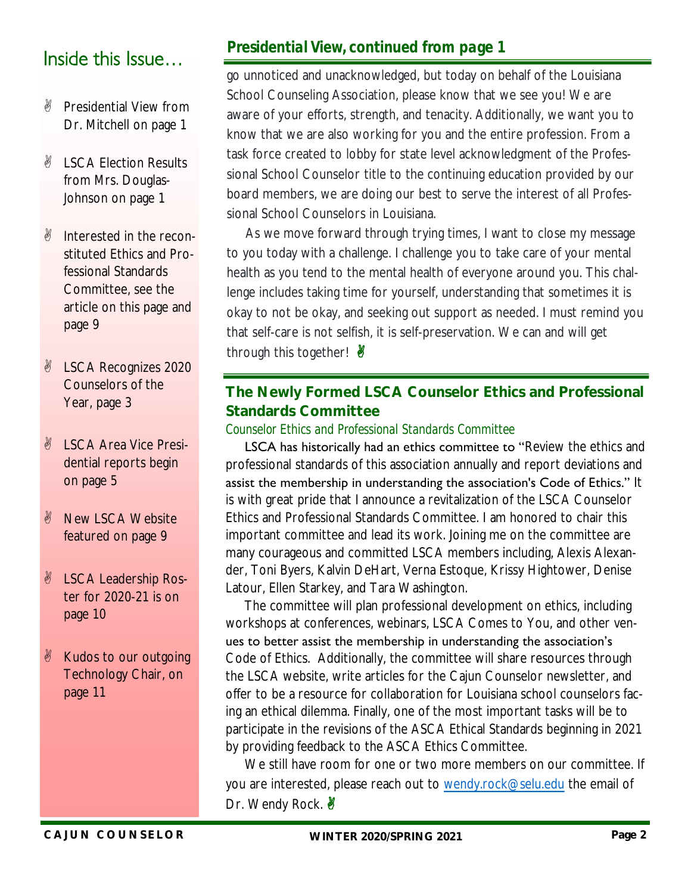## Inside this Issue…

- Presidential View from Dr. Mitchell on page 1
- LSCA Election Results from Mrs. Douglas-Johnson on page 1
- Interested in the reconstituted Ethics and Professional Standards Committee, see the article on this page and page 9
- LSCA Recognizes 2020 Counselors of the Year, page 3
- LSCA Area Vice Presidential reports begin on page 5
- New LSCA Website featured on page 9
- LSCA Leadership Roster for 2020-21 is on page 10
- Kudos to our outgoing Technology Chair, on page 11

## *Presidential View, continued from page 1*

go unnoticed and unacknowledged, but today on behalf of the Louisiana School Counseling Association, please know that we see you! We are aware of your efforts, strength, and tenacity. Additionally, we want you to know that we are also working for you and the entire profession. From a task force created to lobby for state level acknowledgment of the Professional School Counselor title to the continuing education provided by our board members, we are doing our best to serve the interest of all Professional School Counselors in Louisiana.

As we move forward through trying times, I want to close my message to you today with a challenge. I challenge you to take care of your mental health as you tend to the mental health of everyone around you. This challenge includes taking time for yourself, understanding that sometimes it is okay to not be okay, and seeking out support as needed. I must remind you that self-care is not selfish, it is self-preservation. We can and will get through this together!

## The Newly Formed LSCA Counselor Ethics and Professional Standards Committee

*Counselor Ethics and Professional Standards Committee*

LSCA has historically had an ethics committee to "Review the ethics and professional standards of this association annually and report deviations and assist the membership in understanding the association's Code of Ethics." It is with great pride that I announce a revitalization of the LSCA Counselor Ethics and Professional Standards Committee. I am honored to chair this important committee and lead its work. Joining me on the committee are many courageous and committed LSCA members including, Alexis Alexander, Toni Byers, Kalvin DeHart, Verna Estoque, Krissy Hightower, Denise Latour, Ellen Starkey, and Tara Washington.

The committee will plan professional development on ethics, including workshops at conferences, webinars, LSCA Comes to You, and other venues to better assist the membership in understanding the association's Code of Ethics. Additionally, the committee will share resources through the LSCA website, write articles for the Cajun Counselor newsletter, and offer to be a resource for collaboration for Louisiana school counselors facing an ethical dilemma. Finally, one of the most important tasks will be to participate in the revisions of the ASCA Ethical Standards beginning in 2021 by providing feedback to the ASCA Ethics Committee.

We still have room for one or two more members on our committee. If you are interested, please reach out to wendy.rock@selu.edu the email of Dr. Wendy Rock.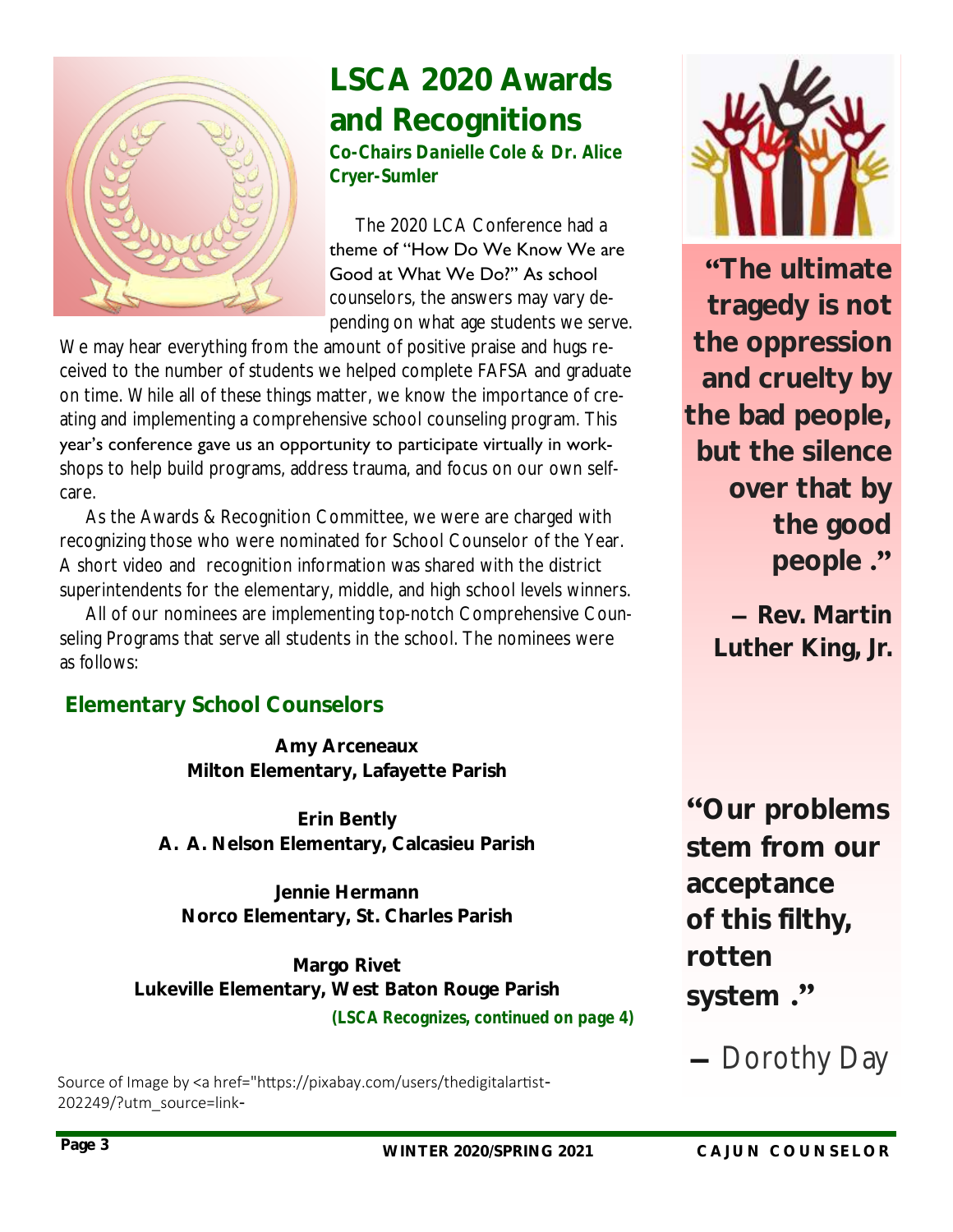# LSCA 2020 Awards and Recognitions

**Co-Chairs Danielle Cole & Dr. Alice Cryer-Sumler**

The 2020 LCA Conference had a theme of "How Do We Know We are Good at What We Do?" As school counselors, the answers may vary depending on what age students we serve. We may hear everything from the amount of positive praise and hugs received to the number of students we helped complete FAFSA and graduate on time. While all of these things matter, we know the importance of creating and implementing a comprehensive school counseling program. This year's conference gave us an opportunity to participate virtually in workshops to help build programs, address trauma, and focus on our own self-care.

As the Awards & Recognition Committee, we were are charged with recognizing those who were nominated for School Counselor of the Year. A short video and recognition information was shared with the district superintendents for the elementary, middle, and high school levels winners.

All of our nominees are implementing top-notch Comprehensive Counseling Programs that serve all students in the school. The nominees were as follows:

## Elementary School Counselors

**Amy Arceneaux**
**Milton Elementary, Lafayette Parish**

**Erin Bently**
**A. A. Nelson Elementary, Calcasieu Parish**

**Jennie Hermann**
**Norco Elementary, St. Charles Parish**

**Margo Rivet**
**Lukeville Elementary, West Baton Rouge Parish**

**(LSCA Recognizes, continued on page 4)**

Source of Image by <a href="https://pixabay.com/users/thedigitalartist-202249/?utm_source=link-

**"The ultimate tragedy is not the oppression and cruelty by the bad people, but the silence over that by the good people ."**

**— Rev. Martin Luther King, Jr.**

**"Our problems stem from our acceptance of this filthy, rotten system ."**

— Dorothy Day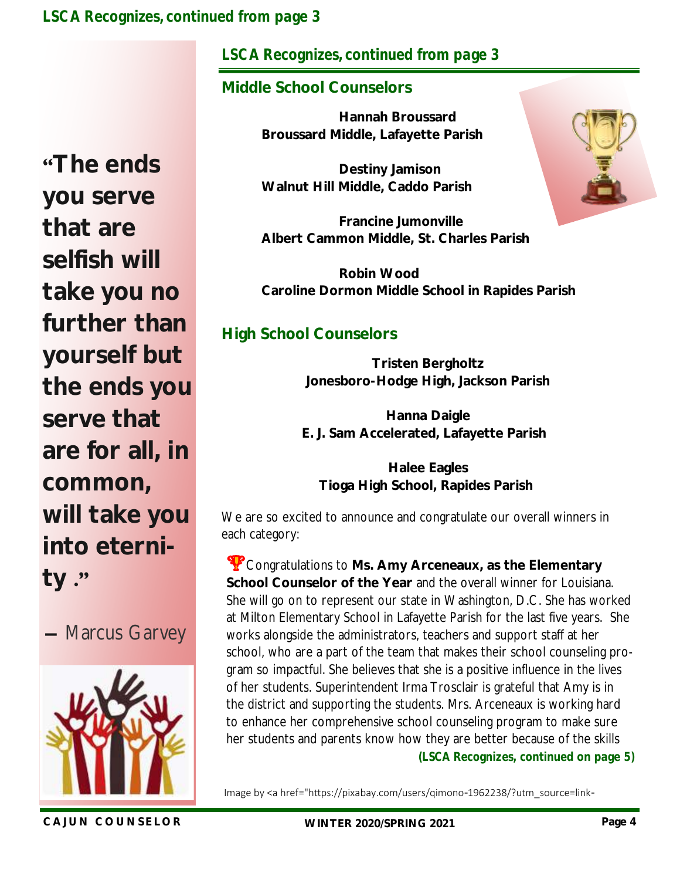## LSCA Recognizes, continued from page 3

### Middle School Counselors

**Hannah Broussard**
**Broussard Middle, Lafayette Parish**

**Destiny Jamison**
**Walnut Hill Middle, Caddo Parish**

**Francine Jumonville**
**Albert Cammon Middle, St. Charles Parish**

**Robin Wood**
**Caroline Dormon Middle School in Rapides Parish**

### High School Counselors

**Tristen Bergholtz**
**Jonesboro-Hodge High, Jackson Parish**

**Hanna Daigle**
**E. J. Sam Accelerated, Lafayette Parish**

**Halee Eagles**
**Tioga High School, Rapides Parish**

We are so excited to announce and congratulate our overall winners in each category:

🏆Congratulations to **Ms. Amy Arceneaux, as the Elementary School Counselor of the Year** and the overall winner for Louisiana. She will go on to represent our state in Washington, D.C. She has worked at Milton Elementary School in Lafayette Parish for the last five years. She works alongside the administrators, teachers and support staff at her school, who are a part of the team that makes their school counseling program so impactful. She believes that she is a positive influence in the lives of her students. Superintendent Irma Trosclair is grateful that Amy is in the district and supporting the students. Mrs. Arceneaux is working hard to enhance her comprehensive school counseling program to make sure her students and parents know how they are better because of the skills

***(LSCA Recognizes, continued on page 5)***

**"The ends you serve that are selfish will take you no further than yourself but the ends you serve that are for all, in common, will take you into eternity."**

— Marcus Garvey

Image by <a href="https://pixabay.com/users/qimono-1962238/?utm_source=link-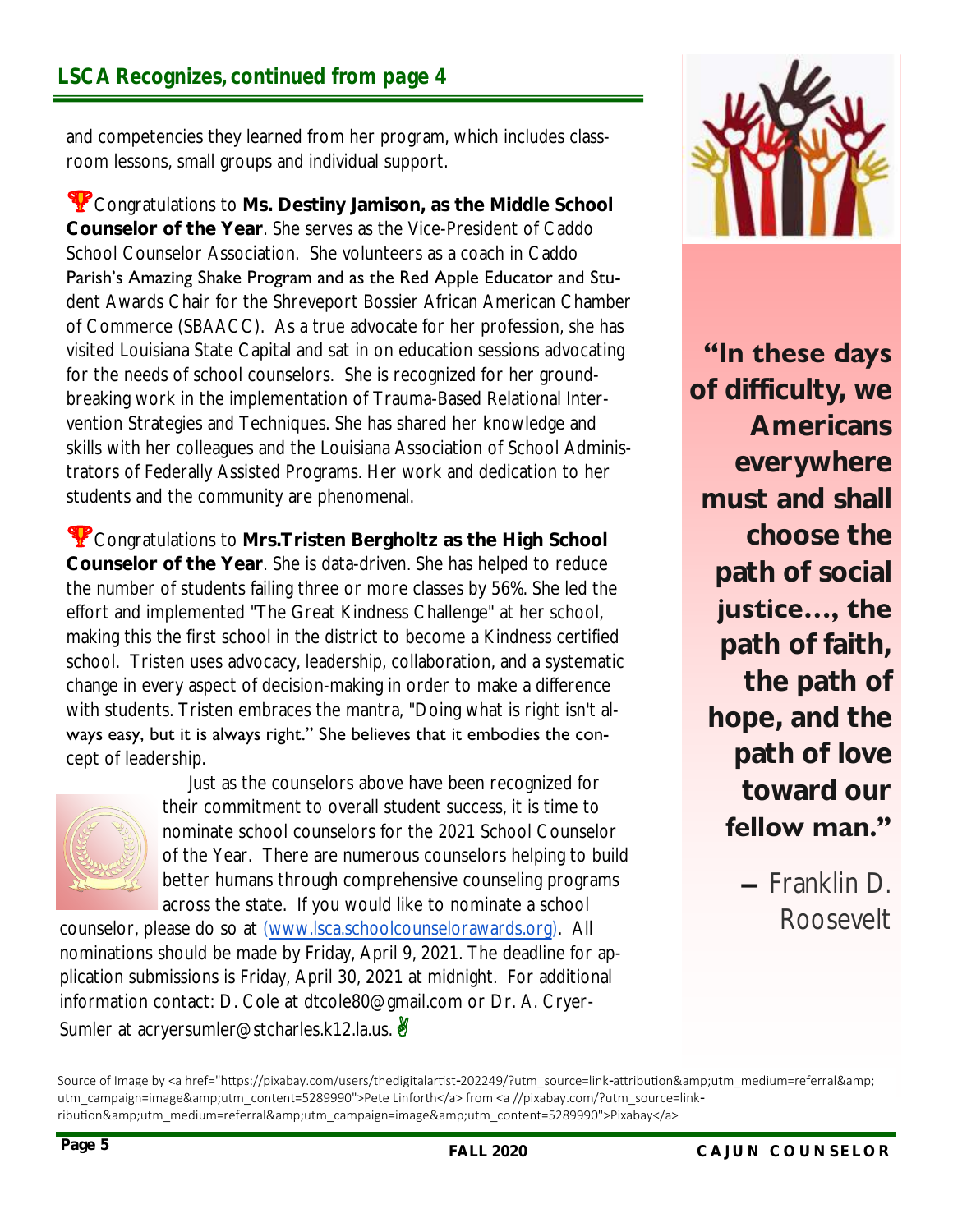## LSCA Recognizes, continued from page 4

and competencies they learned from her program, which includes classroom lessons, small groups and individual support.

🏆 Congratulations to **Ms. Destiny Jamison, as the Middle School Counselor of the Year**. She serves as the Vice-President of Caddo School Counselor Association. She volunteers as a coach in Caddo Parish's Amazing Shake Program and as the Red Apple Educator and Student Awards Chair for the Shreveport Bossier African American Chamber of Commerce (SBAACC). As a true advocate for her profession, she has visited Louisiana State Capital and sat in on education sessions advocating for the needs of school counselors. She is recognized for her groundbreaking work in the implementation of Trauma-Based Relational Intervention Strategies and Techniques. She has shared her knowledge and skills with her colleagues and the Louisiana Association of School Administrators of Federally Assisted Programs. Her work and dedication to her students and the community are phenomenal.

🏆 Congratulations to **Mrs.Tristen Bergholtz as the High School Counselor of the Year**. She is data-driven. She has helped to reduce the number of students failing three or more classes by 56%. She led the effort and implemented "The Great Kindness Challenge" at her school, making this the first school in the district to become a Kindness certified school. Tristen uses advocacy, leadership, collaboration, and a systematic change in every aspect of decision-making in order to make a difference with students. Tristen embraces the mantra, "Doing what is right isn't always easy, but it is always right." She believes that it embodies the concept of leadership.

Just as the counselors above have been recognized for their commitment to overall student success, it is time to nominate school counselors for the 2021 School Counselor of the Year. There are numerous counselors helping to build better humans through comprehensive counseling programs across the state. If you would like to nominate a school counselor, please do so at (www.lsca.schoolcounselorawards.org). All nominations should be made by Friday, April 9, 2021. The deadline for application submissions is Friday, April 30, 2021 at midnight. For additional information contact: D. Cole at dtcole80@gmail.com or Dr. A. Cryer-Sumler at acryersumler@stcharles.k12.la.us. ✌

**"In these days of difficulty, we Americans everywhere must and shall choose the path of social justice…, the path of faith, the path of hope, and the path of love toward our fellow man."**

— Franklin D. Roosevelt

Source of Image by <a href="https://pixabay.com/users/thedigitalartist-202249/?utm_source=link-attribution&amp;utm_medium=referral&amp;utm_campaign=image&amp;utm_content=5289990">Pete Linforth</a> from <a //pixabay.com/?utm_source=link-ribution&amp;utm_medium=referral&amp;utm_campaign=image&amp;utm_content=5289990">Pixabay</a>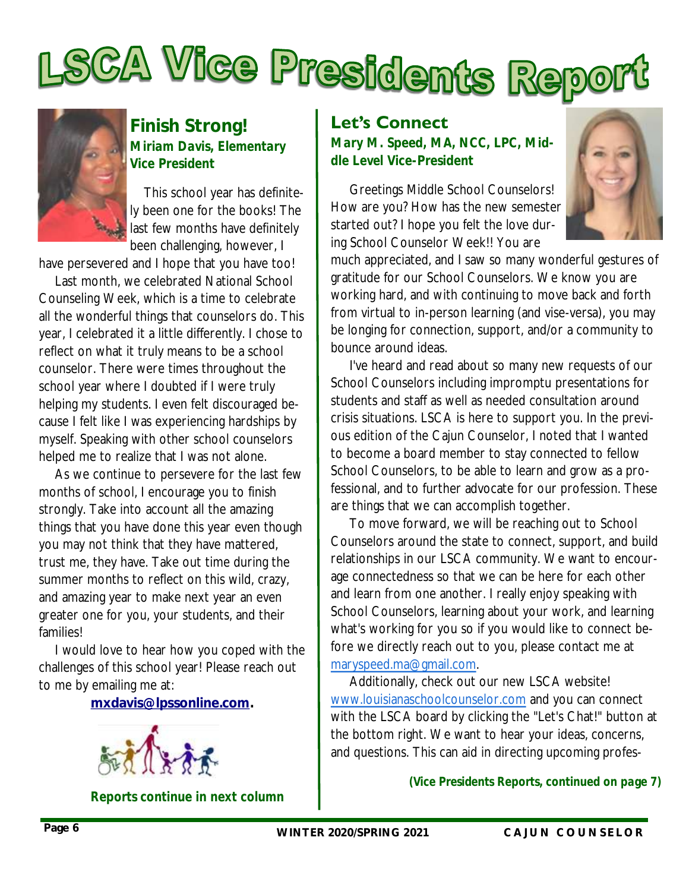# LSCA Vice Presidents Report

## Finish Strong!

**Miriam Davis, Elementary Vice President**

This school year has definitely been one for the books! The last few months have definitely been challenging, however, I have persevered and I hope that you have too!

Last month, we celebrated National School Counseling Week, which is a time to celebrate all the wonderful things that counselors do. This year, I celebrated it a little differently. I chose to reflect on what it truly means to be a school counselor. There were times throughout the school year where I doubted if I were truly helping my students. I even felt discouraged because I felt like I was experiencing hardships by myself. Speaking with other school counselors helped me to realize that I was not alone.

As we continue to persevere for the last few months of school, I encourage you to finish strongly. Take into account all the amazing things that you have done this year even though you may not think that they have mattered, trust me, they have. Take out time during the summer months to reflect on this wild, crazy, and amazing year to make next year an even greater one for you, your students, and their families!

I would love to hear how you coped with the challenges of this school year! Please reach out to me by emailing me at:

**mxdavis@lpssonline.com.**

**Reports continue in next column**

## Let's Connect

**Mary M. Speed, MA, NCC, LPC, Middle Level Vice-President**

Greetings Middle School Counselors! How are you? How has the new semester started out? I hope you felt the love during School Counselor Week!! You are much appreciated, and I saw so many wonderful gestures of gratitude for our School Counselors. We know you are working hard, and with continuing to move back and forth from virtual to in-person learning (and vise-versa), you may be longing for connection, support, and/or a community to bounce around ideas.

I've heard and read about so many new requests of our School Counselors including impromptu presentations for students and staff as well as needed consultation around crisis situations. LSCA is here to support you. In the previous edition of the Cajun Counselor, I noted that I wanted to become a board member to stay connected to fellow School Counselors, to be able to learn and grow as a professional, and to further advocate for our profession. These are things that we can accomplish together.

To move forward, we will be reaching out to School Counselors around the state to connect, support, and build relationships in our LSCA community. We want to encourage connectedness so that we can be here for each other and learn from one another. I really enjoy speaking with School Counselors, learning about your work, and learning what's working for you so if you would like to connect before we directly reach out to you, please contact me at maryspeed.ma@gmail.com.

Additionally, check out our new LSCA website! www.louisianaschoolcounselor.com and you can connect with the LSCA board by clicking the "Let's Chat!" button at the bottom right. We want to hear your ideas, concerns, and questions. This can aid in directing upcoming profes-

***(Vice Presidents Reports, continued on page 7)***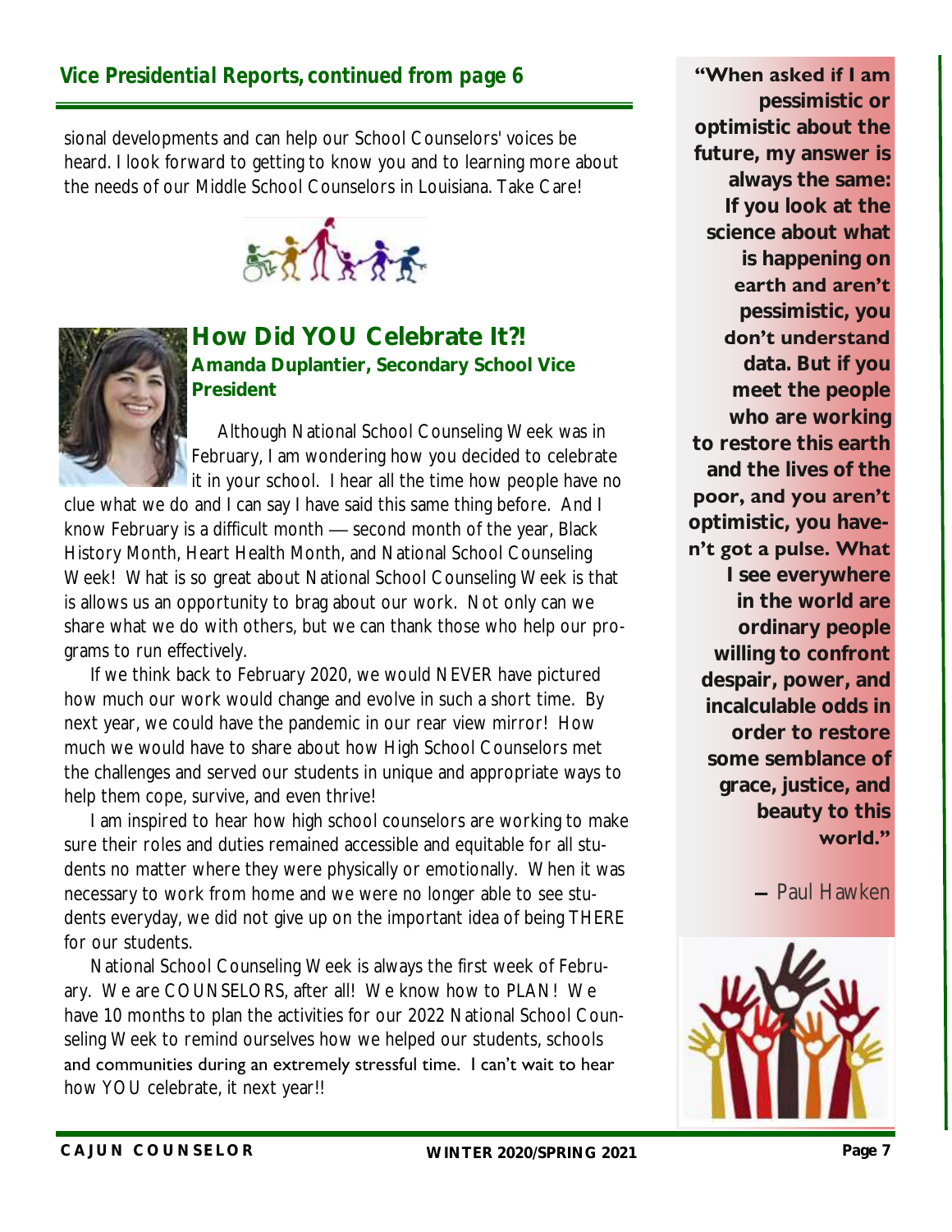## Vice Presidential Reports, continued from page 6

sional developments and can help our School Counselors' voices be heard. I look forward to getting to know you and to learning more about the needs of our Middle School Counselors in Louisiana. Take Care!

## How Did YOU Celebrate It?!

### Amanda Duplantier, Secondary School Vice President

Although National School Counseling Week was in February, I am wondering how you decided to celebrate it in your school. I hear all the time how people have no clue what we do and I can say I have said this same thing before. And I know February is a difficult month — second month of the year, Black History Month, Heart Health Month, and National School Counseling Week! What is so great about National School Counseling Week is that is allows us an opportunity to brag about our work. Not only can we share what we do with others, but we can thank those who help our programs to run effectively.

If we think back to February 2020, we would NEVER have pictured how much our work would change and evolve in such a short time. By next year, we could have the pandemic in our rear view mirror! How much we would have to share about how High School Counselors met the challenges and served our students in unique and appropriate ways to help them cope, survive, and even thrive!

I am inspired to hear how high school counselors are working to make sure their roles and duties remained accessible and equitable for all students no matter where they were physically or emotionally. When it was necessary to work from home and we were no longer able to see students everyday, we did not give up on the important idea of being THERE for our students.

National School Counseling Week is always the first week of February. We are COUNSELORS, after all! We know how to PLAN! We have 10 months to plan the activities for our 2022 National School Counseling Week to remind ourselves how we helped our students, schools and communities during an extremely stressful time. I can't wait to hear how YOU celebrate, it next year!!

**"When asked if I am pessimistic or optimistic about the future, my answer is always the same: If you look at the science about what is happening on earth and aren't pessimistic, you don't understand data. But if you meet the people who are working to restore this earth and the lives of the poor, and you aren't optimistic, you haven't got a pulse. What I see everywhere in the world are ordinary people willing to confront despair, power, and incalculable odds in order to restore some semblance of grace, justice, and beauty to this world."**

— Paul Hawken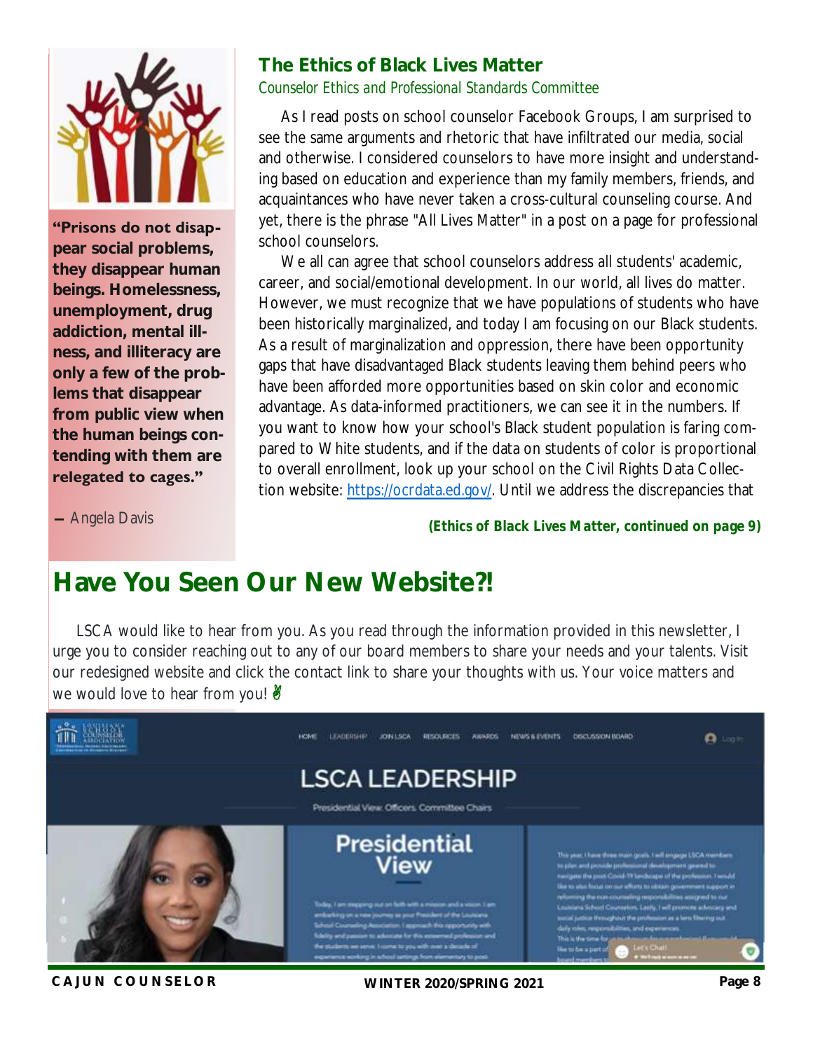> **"Prisons do not disappear social problems, they disappear human beings. Homelessness, unemployment, drug addiction, mental illness, and illiteracy are only a few of the problems that disappear from public view when the human beings contending with them are relegated to cages."**
>
> — Angela Davis

## The Ethics of Black Lives Matter

*Counselor Ethics and Professional Standards Committee*

As I read posts on school counselor Facebook Groups, I am surprised to see the same arguments and rhetoric that have infiltrated our media, social and otherwise. I considered counselors to have more insight and understanding based on education and experience than my family members, friends, and acquaintances who have never taken a cross-cultural counseling course. And yet, there is the phrase "All Lives Matter" in a post on a page for professional school counselors.

We all can agree that school counselors address all students' academic, career, and social/emotional development. In our world, all lives do matter. However, we must recognize that we have populations of students who have been historically marginalized, and today I am focusing on our Black students. As a result of marginalization and oppression, there have been opportunity gaps that have disadvantaged Black students leaving them behind peers who have been afforded more opportunities based on skin color and economic advantage. As data-informed practitioners, we can see it in the numbers. If you want to know how your school's Black student population is faring compared to White students, and if the data on students of color is proportional to overall enrollment, look up your school on the Civil Rights Data Collection website: https://ocrdata.ed.gov/. Until we address the discrepancies that

***(Ethics of Black Lives Matter, continued on page 9)***

# Have You Seen Our New Website?!

LSCA would like to hear from you. As you read through the information provided in this newsletter, I urge you to consider reaching out to any of our board members to share your needs and your talents. Visit our redesigned website and click the contact link to share your thoughts with us. Your voice matters and we would love to hear from you! ✌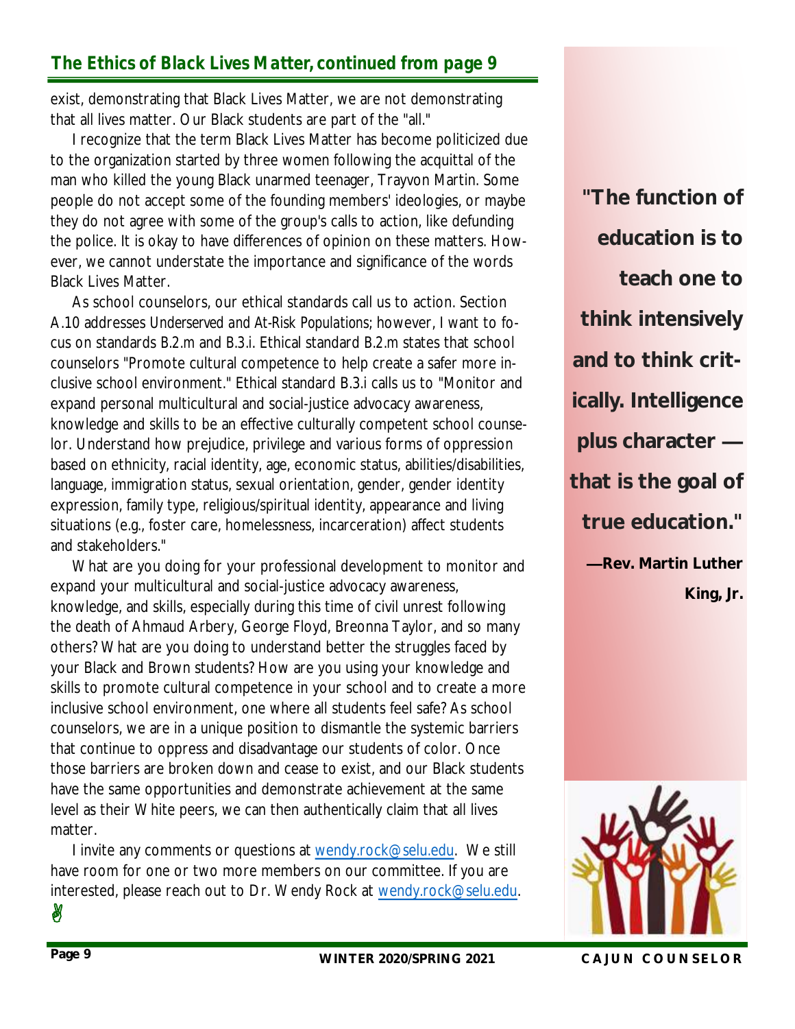## The Ethics of Black Lives Matter, continued from page 9

exist, demonstrating that Black Lives Matter, we are not demonstrating that all lives matter. Our Black students are part of the "all."

I recognize that the term Black Lives Matter has become politicized due to the organization started by three women following the acquittal of the man who killed the young Black unarmed teenager, Trayvon Martin. Some people do not accept some of the founding members' ideologies, or maybe they do not agree with some of the group's calls to action, like defunding the police. It is okay to have differences of opinion on these matters. However, we cannot understate the importance and significance of the words Black Lives Matter.

As school counselors, our ethical standards call us to action. Section A.10 addresses *Underserved and At-Risk Populations*; however, I want to focus on standards B.2.m and B.3.i. Ethical standard B.2.m states that school counselors "Promote cultural competence to help create a safer more inclusive school environment." Ethical standard B.3.i calls us to "Monitor and expand personal multicultural and social-justice advocacy awareness, knowledge and skills to be an effective culturally competent school counselor. Understand how prejudice, privilege and various forms of oppression based on ethnicity, racial identity, age, economic status, abilities/disabilities, language, immigration status, sexual orientation, gender, gender identity expression, family type, religious/spiritual identity, appearance and living situations (e.g., foster care, homelessness, incarceration) affect students and stakeholders."

What are you doing for your professional development to monitor and expand your multicultural and social-justice advocacy awareness, knowledge, and skills, especially during this time of civil unrest following the death of Ahmaud Arbery, George Floyd, Breonna Taylor, and so many others? What are you doing to understand better the struggles faced by your Black and Brown students? How are you using your knowledge and skills to promote cultural competence in your school and to create a more inclusive school environment, one where all students feel safe? As school counselors, we are in a unique position to dismantle the systemic barriers that continue to oppress and disadvantage our students of color. Once those barriers are broken down and cease to exist, and our Black students have the same opportunities and demonstrate achievement at the same level as their White peers, we can then authentically claim that all lives matter.

I invite any comments or questions at wendy.rock@selu.edu. We still have room for one or two more members on our committee. If you are interested, please reach out to Dr. Wendy Rock at wendy.rock@selu.edu.

**"The function of education is to teach one to think intensively and to think critically. Intelligence plus character — that is the goal of true education."**

**—Rev. Martin Luther King, Jr.**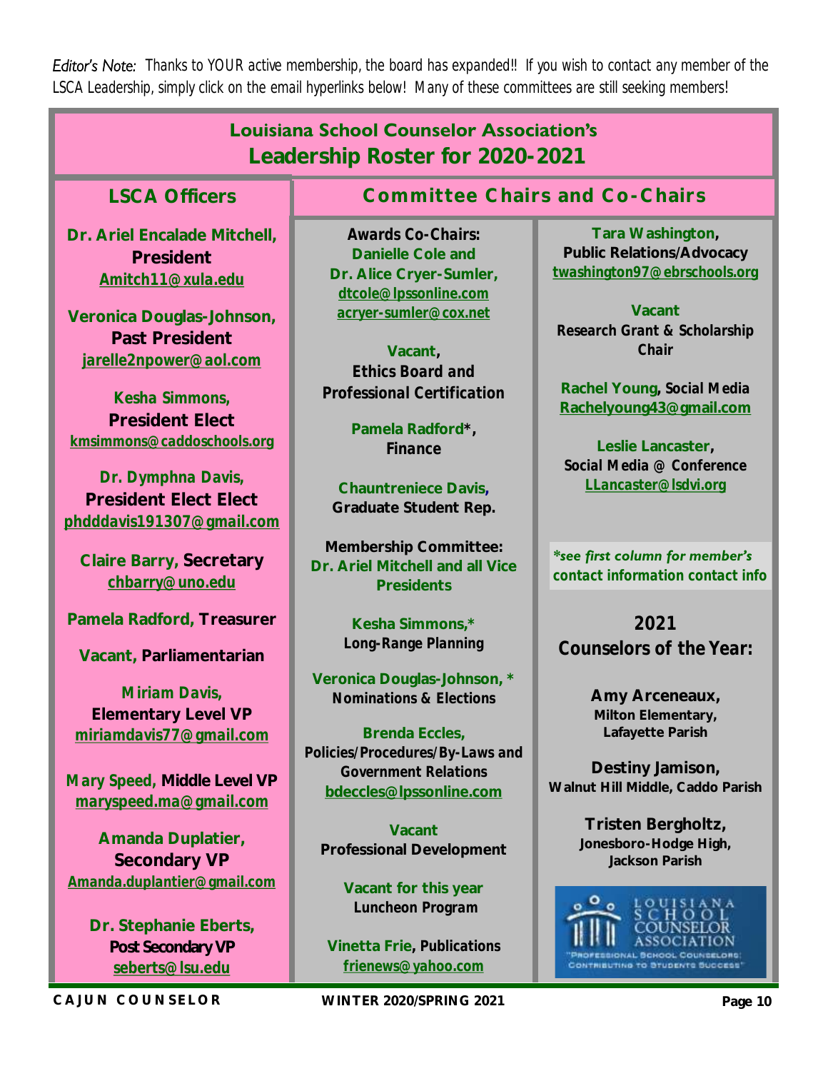*Editor's Note:* Thanks to YOUR active membership, the board has expanded!! If you wish to contact any member of the LSCA Leadership, simply click on the email hyperlinks below! Many of these committees are still seeking members!

# Louisiana School Counselor Association's Leadership Roster for 2020-2021

## LSCA Officers

**Dr. Ariel Encalade Mitchell, President**
Amitch11@xula.edu

**Veronica Douglas-Johnson, Past President**
jarelle2npower@aol.com

**Kesha Simmons, President Elect**
kmsimmons@caddoschools.org

**Dr. Dymphna Davis, President Elect Elect**
phdddavis191307@gmail.com

**Claire Barry, Secretary**
chbarry@uno.edu

**Pamela Radford, Treasurer**

**Vacant, Parliamentarian**

**Miriam Davis, Elementary Level VP**
miriamdavis77@gmail.com

**Mary Speed, Middle Level VP**
maryspeed.ma@gmail.com

**Amanda Duplatier, Secondary VP**
Amanda.duplantier@gmail.com

**Dr. Stephanie Eberts, Post Secondary VP**
seberts@lsu.edu

## Committee Chairs and Co-Chairs

**Awards Co-Chairs: Danielle Cole and Dr. Alice Cryer-Sumler,**
dtcole@lpssonline.com
acryer-sumler@cox.net

**Vacant, Ethics Board and Professional Certification**

**Pamela Radford*, Finance**

**Chauntreniece Davis, Graduate Student Rep.**

**Membership Committee: Dr. Ariel Mitchell and all Vice Presidents**

**Kesha Simmons,* Long-Range Planning**

**Veronica Douglas-Johnson, * Nominations & Elections**

**Brenda Eccles, Policies/Procedures/By-Laws and Government Relations**
bdeccles@lpssonline.com

**Vacant Professional Development**

**Vacant for this year Luncheon Program**

**Vinetta Frie, Publications**
frienews@yahoo.com

**Tara Washington, Public Relations/Advocacy**
twashington97@ebrschools.org

**Vacant Research Grant & Scholarship Chair**

**Rachel Young, Social Media**
Rachelyoung43@gmail.com

**Leslie Lancaster, Social Media @ Conference**
LLancaster@lsdvi.org

*\*see first column for member's contact information contact info*

## 2021 Counselors of the Year:

**Amy Arceneaux,** Milton Elementary, Lafayette Parish

**Destiny Jamison,** Walnut Hill Middle, Caddo Parish

**Tristen Bergholtz,** Jonesboro-Hodge High, Jackson Parish

LOUISIANA SCHOOL COUNSELOR ASSOCIATION
"PROFESSIONAL SCHOOL COUNSELORS: CONTRIBUTING TO STUDENTS SUCCESS"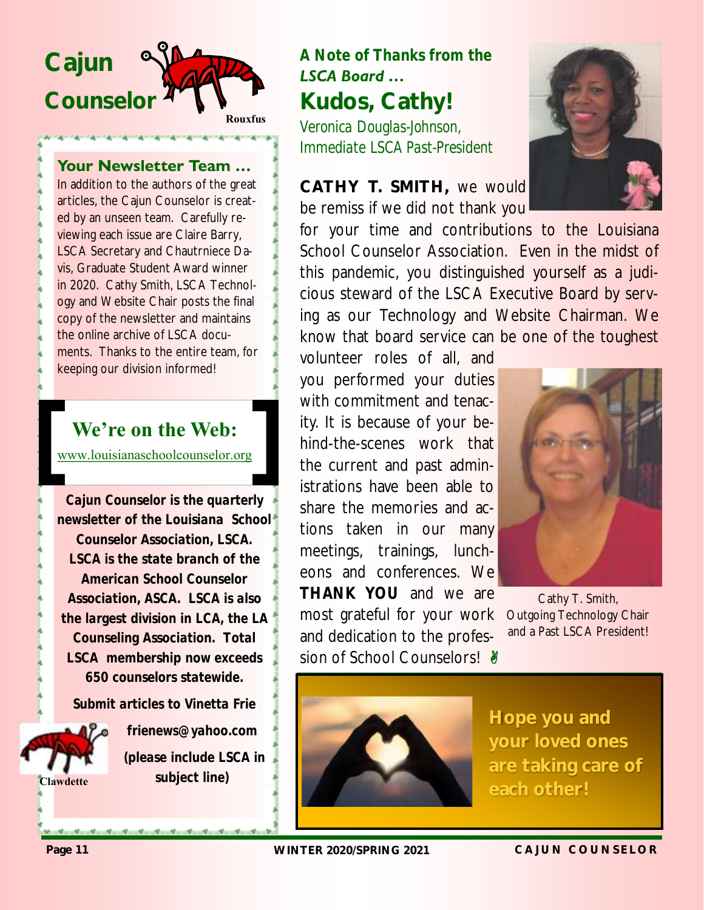# Cajun Counselor

Rouxfus

## Your Newsletter Team …

In addition to the authors of the great articles, the Cajun Counselor is created by an unseen team. Carefully reviewing each issue are Claire Barry, LSCA Secretary and Chautrniece Davis, Graduate Student Award winner in 2020. Cathy Smith, LSCA Technology and Website Chair posts the final copy of the newsletter and maintains the online archive of LSCA documents. Thanks to the entire team, for keeping our division informed!

## We're on the Web:

www.louisianaschoolcounselor.org

**Cajun Counselor is the quarterly newsletter of the Louisiana School Counselor Association, LSCA. LSCA is the state branch of the American School Counselor Association, ASCA. LSCA is also the largest division in LCA, the LA Counseling Association. Total LSCA membership now exceeds 650 counselors statewide.**

**Submit articles to Vinetta Frie**

**frienews@yahoo.com**

**(please include LSCA in subject line)**

Clawdette

## *A Note of Thanks from the LSCA Board …*

# Kudos, Cathy!

*Veronica Douglas-Johnson, Immediate LSCA Past-President*

**CATHY T. SMITH,** we would be remiss if we did not thank you for your time and contributions to the Louisiana School Counselor Association. Even in the midst of this pandemic, you distinguished yourself as a judicious steward of the LSCA Executive Board by serving as our Technology and Website Chairman. We know that board service can be one of the toughest volunteer roles of all, and you performed your duties with commitment and tenacity. It is because of your behind-the-scenes work that the current and past administrations have been able to share the memories and actions taken in our many meetings, trainings, luncheons and conferences. We **THANK YOU** and we are most grateful for your work and dedication to the profession of School Counselors! ✌

Cathy T. Smith, Outgoing Technology Chair and a Past LSCA President!

**Hope you and your loved ones are taking care of each other!**